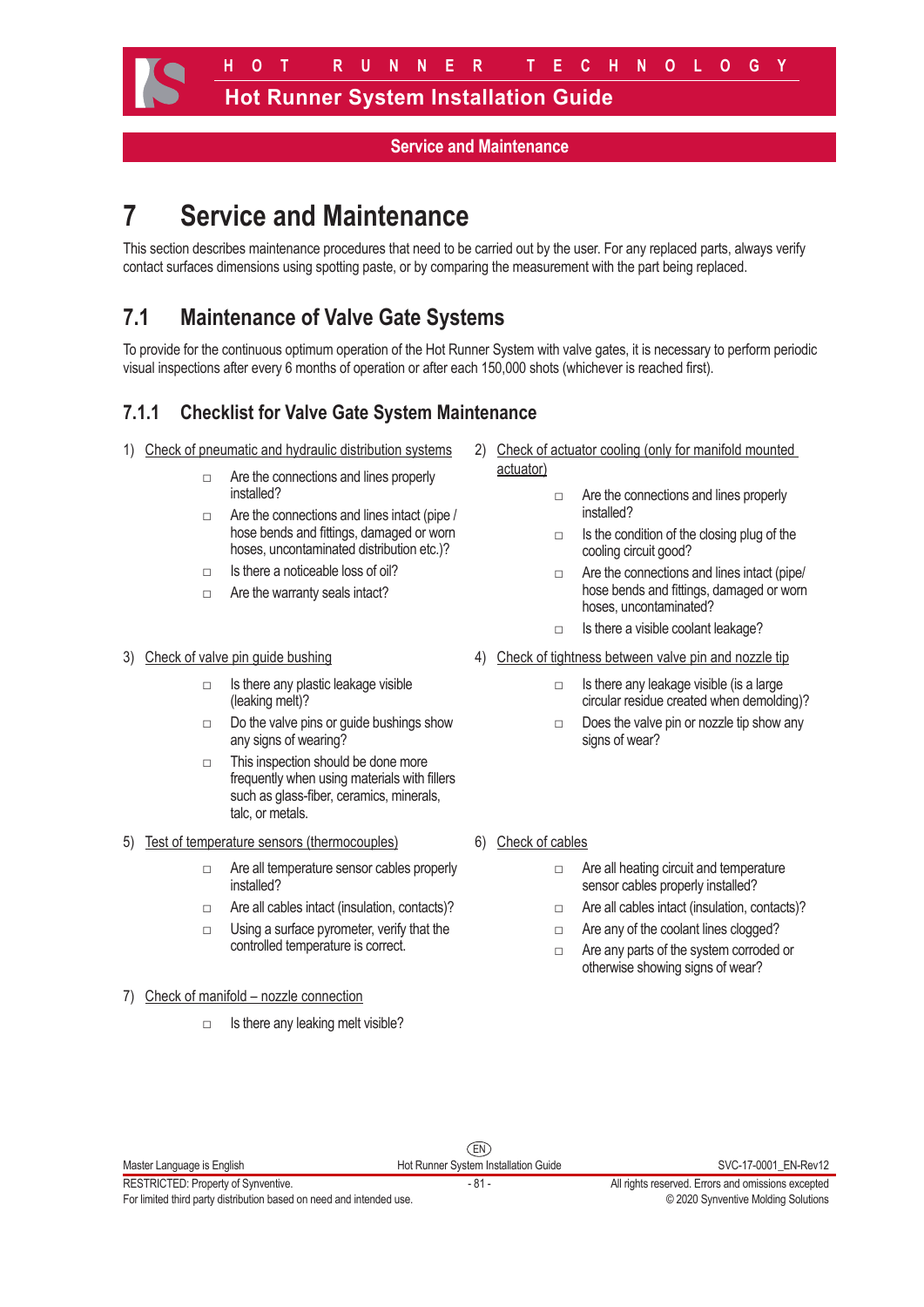# 7 Service and Maintenance

This section describes maintenance procedures that need to be carried out by the user. For any replaced parts, always verify contact surfaces dimensions using spotting paste, or by comparing the measurement with the part being replaced.

## 7.1 Maintenance of Valve Gate Systems

To provide for the continuous optimum operation of the Hot Runner System with valve gates, it is necessary to perform periodic visual inspections after every 6 months of operation or after each 150,000 shots (whichever is reached first).

### 7.1.1 Checklist for Valve Gate System Maintenance

1) Check of pneumatic and hydraulic distribution systems
   - □ Are the connections and lines properly installed?
   - □ Are the connections and lines intact (pipe / hose bends and fittings, damaged or worn hoses, uncontaminated distribution etc.)?
   - □ Is there a noticeable loss of oil?
   - □ Are the warranty seals intact?

2) Check of actuator cooling (only for manifold mounted actuator)
   - □ Are the connections and lines properly installed?
   - □ Is the condition of the closing plug of the cooling circuit good?
   - □ Are the connections and lines intact (pipe/ hose bends and fittings, damaged or worn hoses, uncontaminated?
   - □ Is there a visible coolant leakage?

3) Check of valve pin guide bushing
   - □ Is there any plastic leakage visible (leaking melt)?
   - □ Do the valve pins or guide bushings show any signs of wearing?
   - □ This inspection should be done more frequently when using materials with fillers such as glass-fiber, ceramics, minerals, talc, or metals.

4) Check of tightness between valve pin and nozzle tip
   - □ Is there any leakage visible (is a large circular residue created when demolding)?
   - □ Does the valve pin or nozzle tip show any signs of wear?

5) Test of temperature sensors (thermocouples)
   - □ Are all temperature sensor cables properly installed?
   - □ Are all cables intact (insulation, contacts)?
   - □ Using a surface pyrometer, verify that the controlled temperature is correct.

6) Check of cables
   - □ Are all heating circuit and temperature sensor cables properly installed?
   - □ Are all cables intact (insulation, contacts)?
   - □ Are any of the coolant lines clogged?
   - □ Are any parts of the system corroded or otherwise showing signs of wear?

7) Check of manifold – nozzle connection
   - □ Is there any leaking melt visible?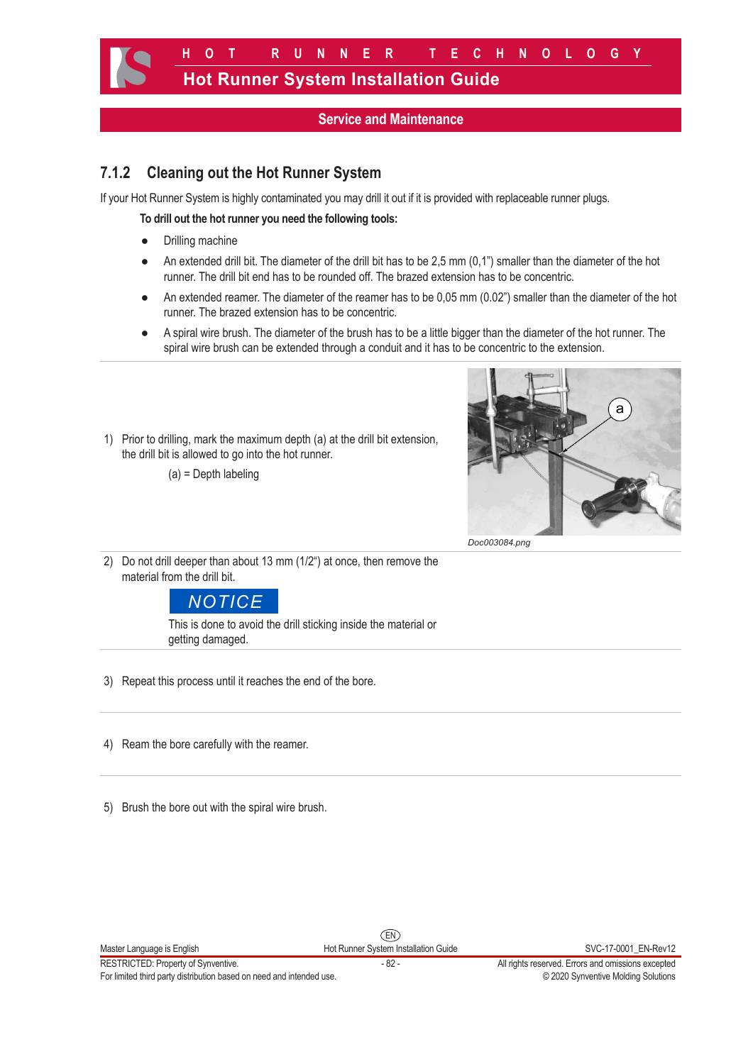## 7.1.2 Cleaning out the Hot Runner System

If your Hot Runner System is highly contaminated you may drill it out if it is provided with replaceable runner plugs.

**To drill out the hot runner you need the following tools:**

- Drilling machine
- An extended drill bit. The diameter of the drill bit has to be 2,5 mm (0,1") smaller than the diameter of the hot runner. The drill bit end has to be rounded off. The brazed extension has to be concentric.
- An extended reamer. The diameter of the reamer has to be 0,05 mm (0.02") smaller than the diameter of the hot runner. The brazed extension has to be concentric.
- A spiral wire brush. The diameter of the brush has to be a little bigger than the diameter of the hot runner. The spiral wire brush can be extended through a conduit and it has to be concentric to the extension.

1) Prior to drilling, mark the maximum depth (a) at the drill bit extension, the drill bit is allowed to go into the hot runner.

   (a) = Depth labeling

a

*Doc003084.png*

2) Do not drill deeper than about 13 mm (1/2") at once, then remove the material from the drill bit.

   **NOTICE**

   This is done to avoid the drill sticking inside the material or getting damaged.

3) Repeat this process until it reaches the end of the bore.

4) Ream the bore carefully with the reamer.

5) Brush the bore out with the spiral wire brush.